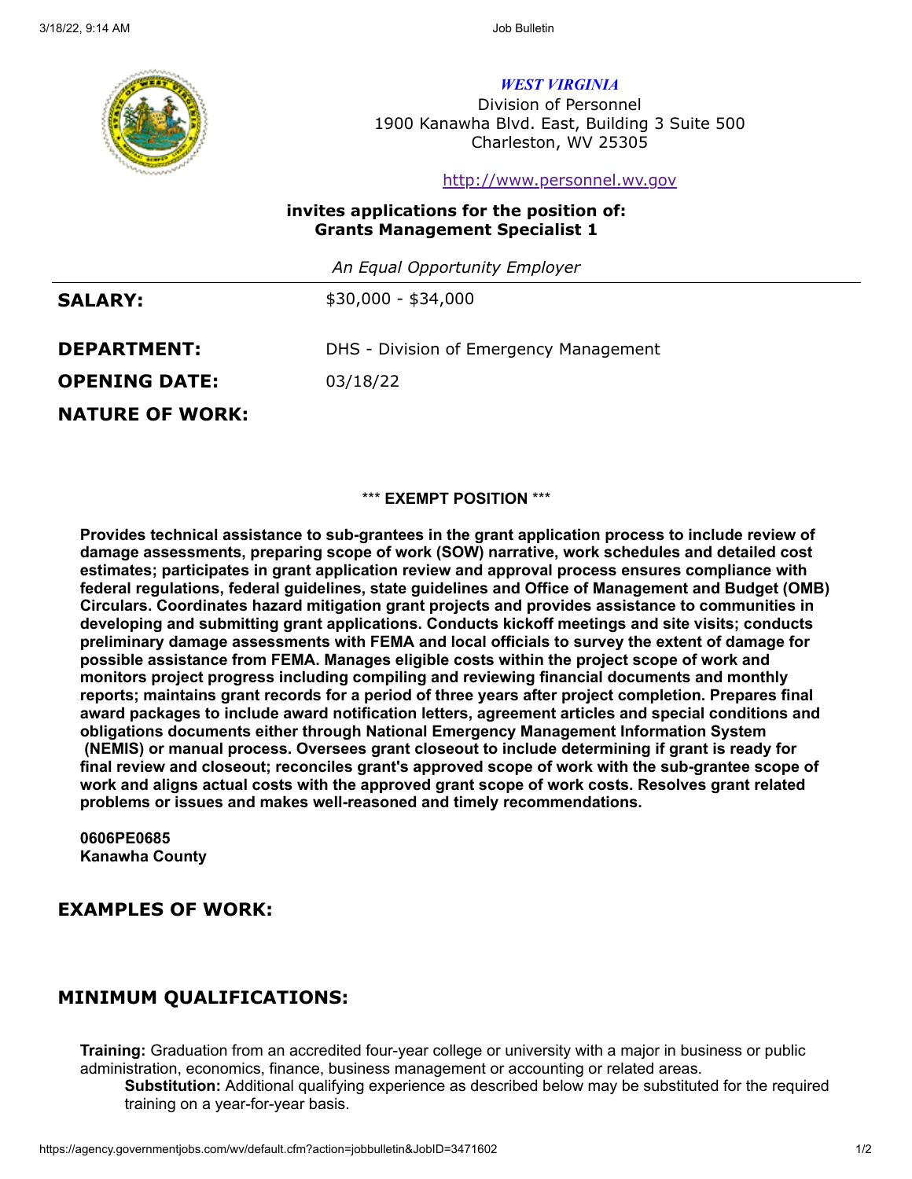*WEST VIRGINIA*
Division of Personnel
1900 Kanawha Blvd. East, Building 3 Suite 500
Charleston, WV 25305

http://www.personnel.wv.gov

**invites applications for the position of:**
**Grants Management Specialist 1**

*An Equal Opportunity Employer*

---

**SALARY:** $30,000 - $34,000

**DEPARTMENT:** DHS - Division of Emergency Management

**OPENING DATE:** 03/18/22

## NATURE OF WORK:

**\*\*\* EXEMPT POSITION \*\*\***

**Provides technical assistance to sub-grantees in the grant application process to include review of damage assessments, preparing scope of work (SOW) narrative, work schedules and detailed cost estimates; participates in grant application review and approval process ensures compliance with federal regulations, federal guidelines, state guidelines and Office of Management and Budget (OMB) Circulars. Coordinates hazard mitigation grant projects and provides assistance to communities in developing and submitting grant applications. Conducts kickoff meetings and site visits; conducts preliminary damage assessments with FEMA and local officials to survey the extent of damage for possible assistance from FEMA. Manages eligible costs within the project scope of work and monitors project progress including compiling and reviewing financial documents and monthly reports; maintains grant records for a period of three years after project completion. Prepares final award packages to include award notification letters, agreement articles and special conditions and obligations documents either through National Emergency Management Information System (NEMIS) or manual process. Oversees grant closeout to include determining if grant is ready for final review and closeout; reconciles grant's approved scope of work with the sub-grantee scope of work and aligns actual costs with the approved grant scope of work costs. Resolves grant related problems or issues and makes well-reasoned and timely recommendations.**

**0606PE0685**
**Kanawha County**

## EXAMPLES OF WORK:

## MINIMUM QUALIFICATIONS:

**Training:** Graduation from an accredited four-year college or university with a major in business or public administration, economics, finance, business management or accounting or related areas.

**Substitution:** Additional qualifying experience as described below may be substituted for the required training on a year-for-year basis.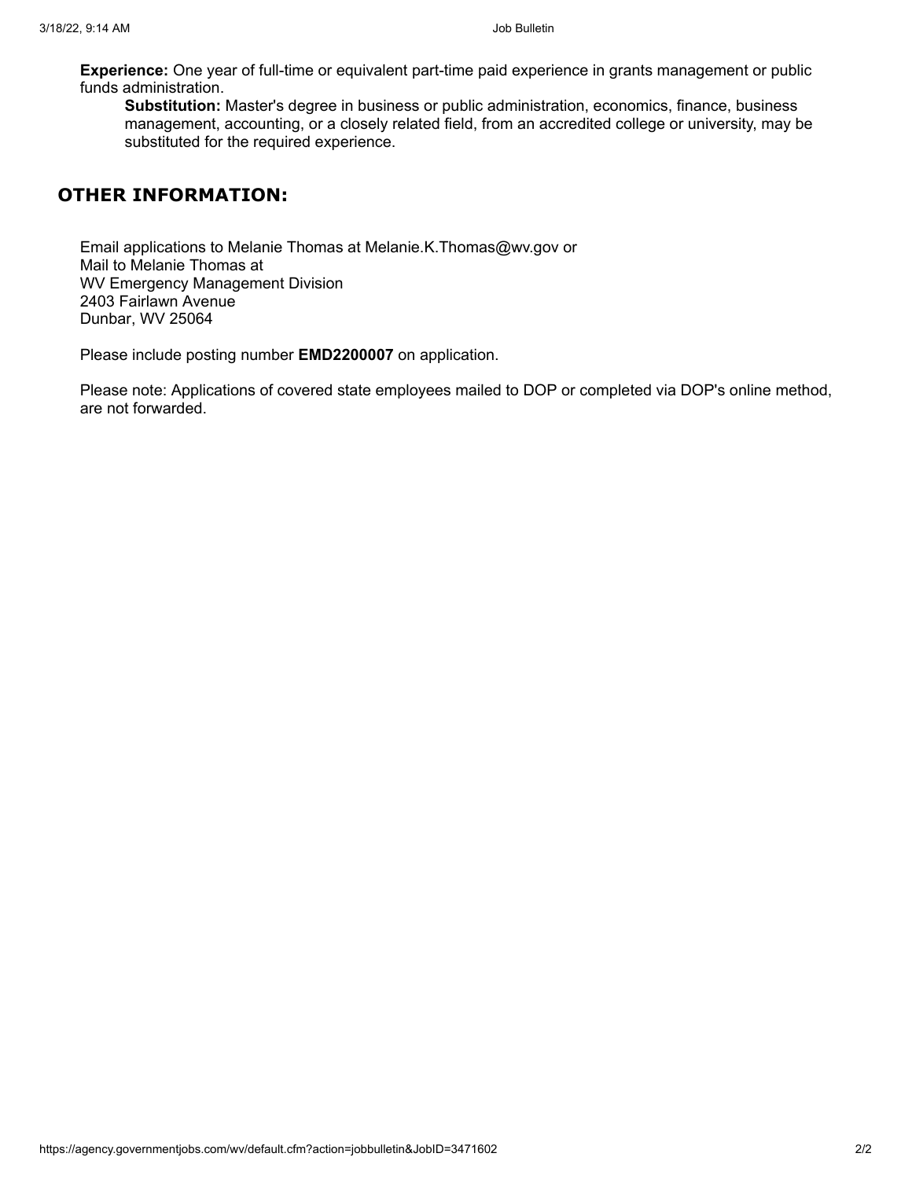**Experience:** One year of full-time or equivalent part-time paid experience in grants management or public funds administration.

> **Substitution:** Master's degree in business or public administration, economics, finance, business management, accounting, or a closely related field, from an accredited college or university, may be substituted for the required experience.

## OTHER INFORMATION:

Email applications to Melanie Thomas at Melanie.K.Thomas@wv.gov or
Mail to Melanie Thomas at
WV Emergency Management Division
2403 Fairlawn Avenue
Dunbar, WV 25064

Please include posting number **EMD2200007** on application.

Please note: Applications of covered state employees mailed to DOP or completed via DOP's online method, are not forwarded.